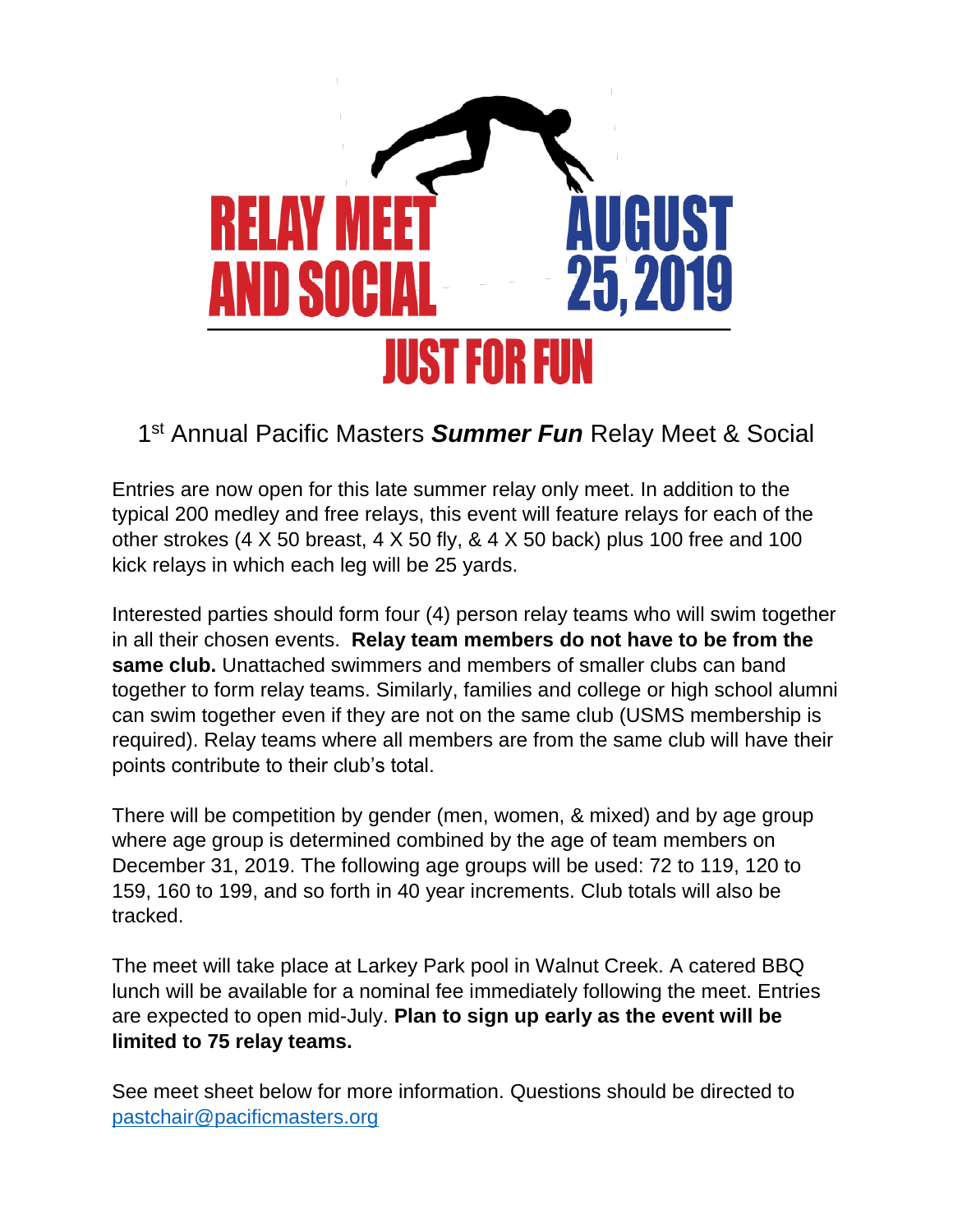RELAY MEET AND SOCIAL

AUGUST 25, 2019

JUST FOR FUN

## 1st Annual Pacific Masters ***Summer Fun*** Relay Meet & Social

Entries are now open for this late summer relay only meet. In addition to the typical 200 medley and free relays, this event will feature relays for each of the other strokes (4 X 50 breast, 4 X 50 fly, & 4 X 50 back) plus 100 free and 100 kick relays in which each leg will be 25 yards.

Interested parties should form four (4) person relay teams who will swim together in all their chosen events. **Relay team members do not have to be from the same club.** Unattached swimmers and members of smaller clubs can band together to form relay teams. Similarly, families and college or high school alumni can swim together even if they are not on the same club (USMS membership is required). Relay teams where all members are from the same club will have their points contribute to their club's total.

There will be competition by gender (men, women, & mixed) and by age group where age group is determined combined by the age of team members on December 31, 2019. The following age groups will be used: 72 to 119, 120 to 159, 160 to 199, and so forth in 40 year increments. Club totals will also be tracked.

The meet will take place at Larkey Park pool in Walnut Creek. A catered BBQ lunch will be available for a nominal fee immediately following the meet. Entries are expected to open mid-July. **Plan to sign up early as the event will be limited to 75 relay teams.**

See meet sheet below for more information. Questions should be directed to pastchair@pacificmasters.org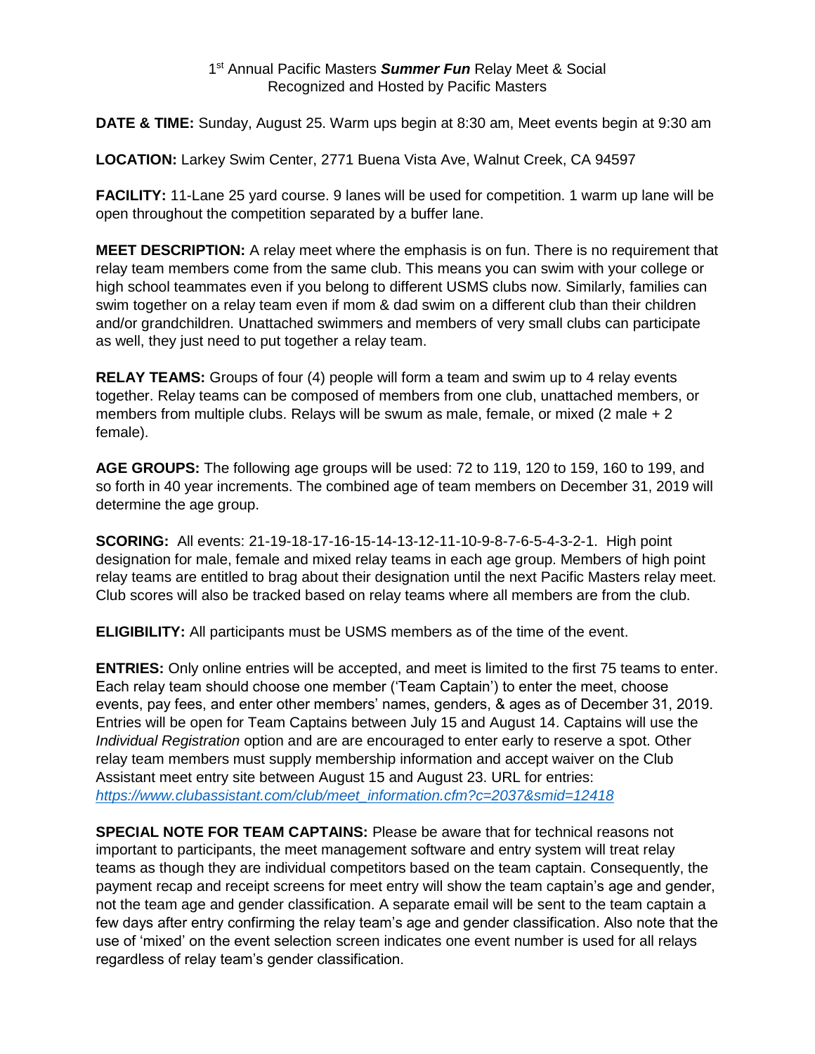1st Annual Pacific Masters ***Summer Fun*** Relay Meet & Social
Recognized and Hosted by Pacific Masters

**DATE & TIME:** Sunday, August 25. Warm ups begin at 8:30 am, Meet events begin at 9:30 am

**LOCATION:** Larkey Swim Center, 2771 Buena Vista Ave, Walnut Creek, CA 94597

**FACILITY:** 11-Lane 25 yard course. 9 lanes will be used for competition. 1 warm up lane will be open throughout the competition separated by a buffer lane.

**MEET DESCRIPTION:** A relay meet where the emphasis is on fun. There is no requirement that relay team members come from the same club. This means you can swim with your college or high school teammates even if you belong to different USMS clubs now. Similarly, families can swim together on a relay team even if mom & dad swim on a different club than their children and/or grandchildren. Unattached swimmers and members of very small clubs can participate as well, they just need to put together a relay team.

**RELAY TEAMS:** Groups of four (4) people will form a team and swim up to 4 relay events together. Relay teams can be composed of members from one club, unattached members, or members from multiple clubs. Relays will be swum as male, female, or mixed (2 male + 2 female).

**AGE GROUPS:** The following age groups will be used: 72 to 119, 120 to 159, 160 to 199, and so forth in 40 year increments. The combined age of team members on December 31, 2019 will determine the age group.

**SCORING:** All events: 21-19-18-17-16-15-14-13-12-11-10-9-8-7-6-5-4-3-2-1. High point designation for male, female and mixed relay teams in each age group. Members of high point relay teams are entitled to brag about their designation until the next Pacific Masters relay meet. Club scores will also be tracked based on relay teams where all members are from the club.

**ELIGIBILITY:** All participants must be USMS members as of the time of the event.

**ENTRIES:** Only online entries will be accepted, and meet is limited to the first 75 teams to enter. Each relay team should choose one member ('Team Captain') to enter the meet, choose events, pay fees, and enter other members' names, genders, & ages as of December 31, 2019. Entries will be open for Team Captains between July 15 and August 14. Captains will use the *Individual Registration* option and are are encouraged to enter early to reserve a spot. Other relay team members must supply membership information and accept waiver on the Club Assistant meet entry site between August 15 and August 23. URL for entries: [https://www.clubassistant.com/club/meet_information.cfm?c=2037&smid=12418](https://www.clubassistant.com/club/meet_information.cfm?c=2037&smid=12418)

**SPECIAL NOTE FOR TEAM CAPTAINS:** Please be aware that for technical reasons not important to participants, the meet management software and entry system will treat relay teams as though they are individual competitors based on the team captain. Consequently, the payment recap and receipt screens for meet entry will show the team captain's age and gender, not the team age and gender classification. A separate email will be sent to the team captain a few days after entry confirming the relay team's age and gender classification. Also note that the use of 'mixed' on the event selection screen indicates one event number is used for all relays regardless of relay team's gender classification.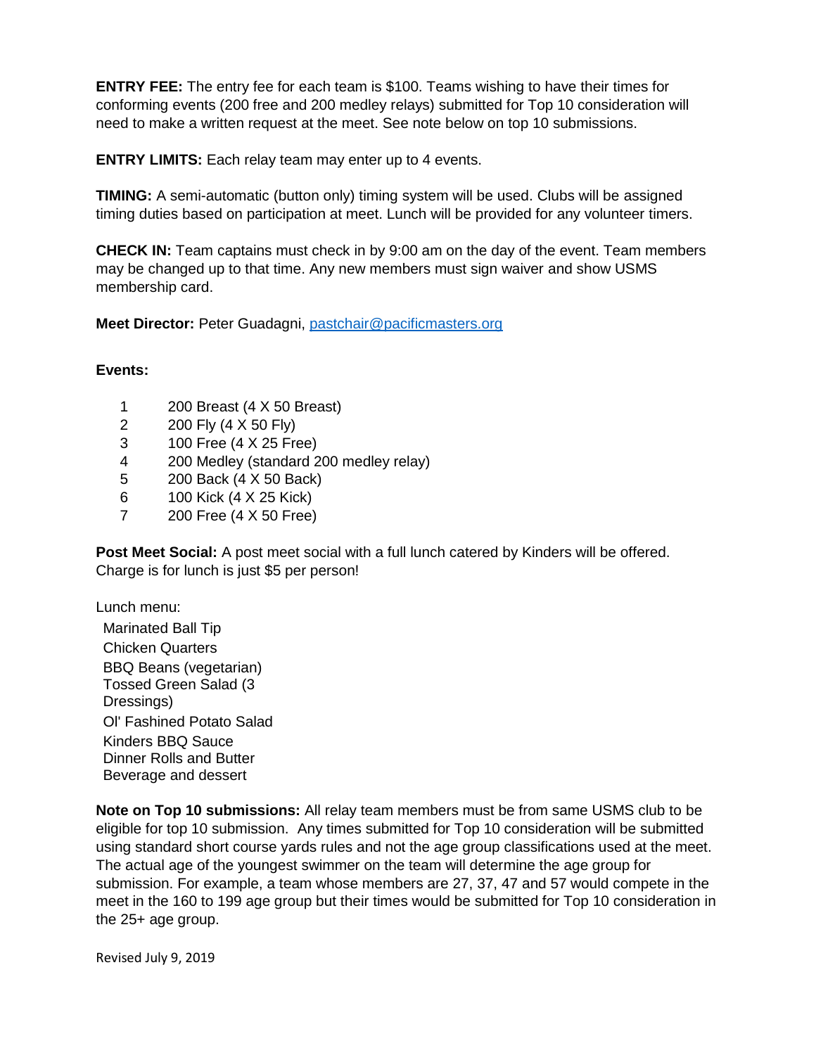**ENTRY FEE:** The entry fee for each team is $100. Teams wishing to have their times for conforming events (200 free and 200 medley relays) submitted for Top 10 consideration will need to make a written request at the meet. See note below on top 10 submissions.

**ENTRY LIMITS:** Each relay team may enter up to 4 events.

**TIMING:** A semi-automatic (button only) timing system will be used. Clubs will be assigned timing duties based on participation at meet. Lunch will be provided for any volunteer timers.

**CHECK IN:** Team captains must check in by 9:00 am on the day of the event. Team members may be changed up to that time. Any new members must sign waiver and show USMS membership card.

**Meet Director:** Peter Guadagni, pastchair@pacificmasters.org

**Events:**

1 200 Breast (4 X 50 Breast)
2 200 Fly (4 X 50 Fly)
3 100 Free (4 X 25 Free)
4 200 Medley (standard 200 medley relay)
5 200 Back (4 X 50 Back)
6 100 Kick (4 X 25 Kick)
7 200 Free (4 X 50 Free)

**Post Meet Social:** A post meet social with a full lunch catered by Kinders will be offered. Charge is for lunch is just $5 per person!

Lunch menu:

Marinated Ball Tip
Chicken Quarters
BBQ Beans (vegetarian)
Tossed Green Salad (3 Dressings)
Ol' Fashined Potato Salad
Kinders BBQ Sauce
Dinner Rolls and Butter
Beverage and dessert

**Note on Top 10 submissions:** All relay team members must be from same USMS club to be eligible for top 10 submission. Any times submitted for Top 10 consideration will be submitted using standard short course yards rules and not the age group classifications used at the meet. The actual age of the youngest swimmer on the team will determine the age group for submission. For example, a team whose members are 27, 37, 47 and 57 would compete in the meet in the 160 to 199 age group but their times would be submitted for Top 10 consideration in the 25+ age group.

Revised July 9, 2019